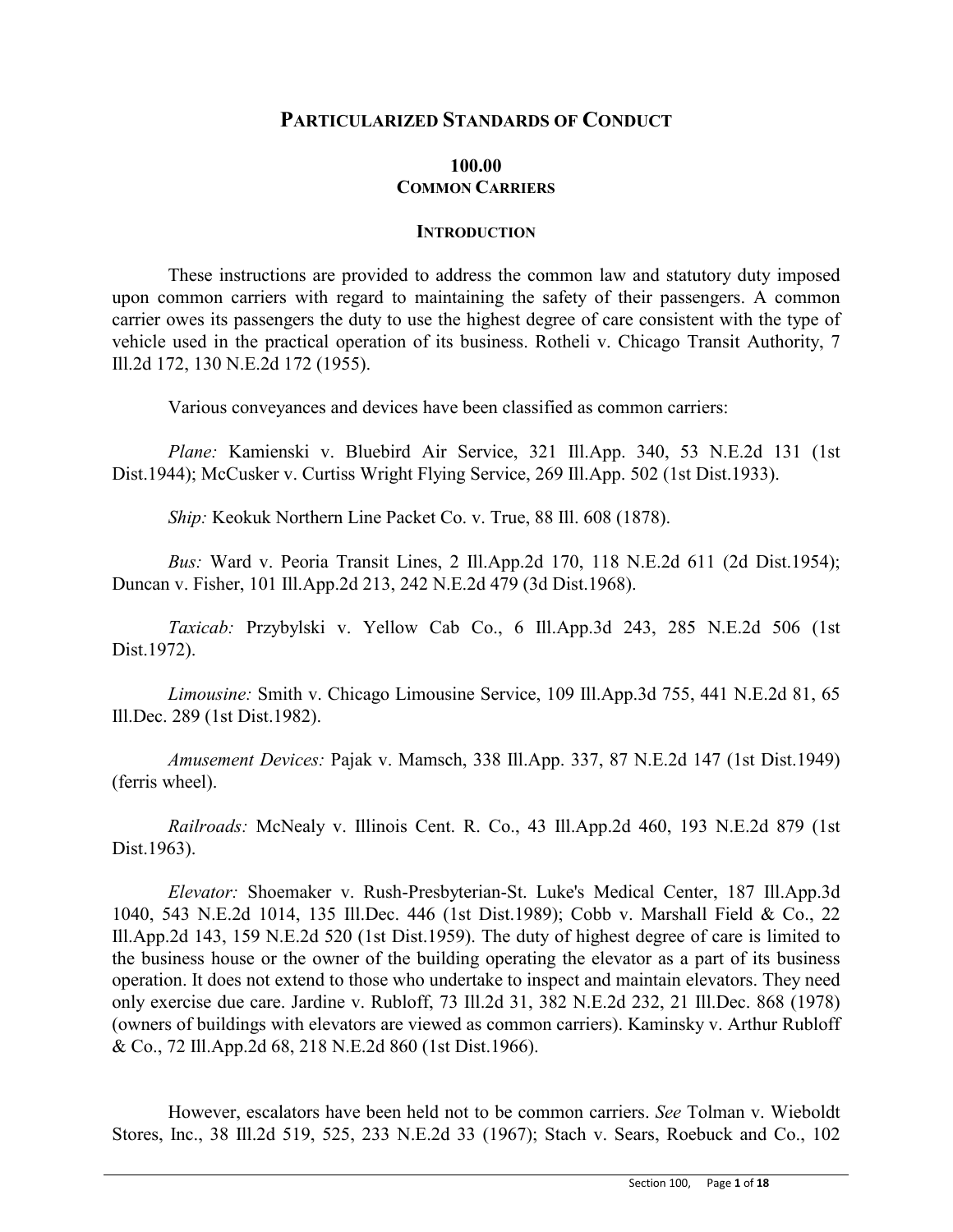# PARTICULARIZED STANDARDS OF CONDUCT

## 100.00
## COMMON CARRIERS

### INTRODUCTION

These instructions are provided to address the common law and statutory duty imposed upon common carriers with regard to maintaining the safety of their passengers. A common carrier owes its passengers the duty to use the highest degree of care consistent with the type of vehicle used in the practical operation of its business. Rotheli v. Chicago Transit Authority, 7 Ill.2d 172, 130 N.E.2d 172 (1955).

Various conveyances and devices have been classified as common carriers:

*Plane:* Kamienski v. Bluebird Air Service, 321 Ill.App. 340, 53 N.E.2d 131 (1st Dist.1944); McCusker v. Curtiss Wright Flying Service, 269 Ill.App. 502 (1st Dist.1933).

*Ship:* Keokuk Northern Line Packet Co. v. True, 88 Ill. 608 (1878).

*Bus:* Ward v. Peoria Transit Lines, 2 Ill.App.2d 170, 118 N.E.2d 611 (2d Dist.1954); Duncan v. Fisher, 101 Ill.App.2d 213, 242 N.E.2d 479 (3d Dist.1968).

*Taxicab:* Przybylski v. Yellow Cab Co., 6 Ill.App.3d 243, 285 N.E.2d 506 (1st Dist.1972).

*Limousine:* Smith v. Chicago Limousine Service, 109 Ill.App.3d 755, 441 N.E.2d 81, 65 Ill.Dec. 289 (1st Dist.1982).

*Amusement Devices:* Pajak v. Mamsch, 338 Ill.App. 337, 87 N.E.2d 147 (1st Dist.1949) (ferris wheel).

*Railroads:* McNealy v. Illinois Cent. R. Co., 43 Ill.App.2d 460, 193 N.E.2d 879 (1st Dist.1963).

*Elevator:* Shoemaker v. Rush-Presbyterian-St. Luke's Medical Center, 187 Ill.App.3d 1040, 543 N.E.2d 1014, 135 Ill.Dec. 446 (1st Dist.1989); Cobb v. Marshall Field & Co., 22 Ill.App.2d 143, 159 N.E.2d 520 (1st Dist.1959). The duty of highest degree of care is limited to the business house or the owner of the building operating the elevator as a part of its business operation. It does not extend to those who undertake to inspect and maintain elevators. They need only exercise due care. Jardine v. Rubloff, 73 Ill.2d 31, 382 N.E.2d 232, 21 Ill.Dec. 868 (1978) (owners of buildings with elevators are viewed as common carriers). Kaminsky v. Arthur Rubloff & Co., 72 Ill.App.2d 68, 218 N.E.2d 860 (1st Dist.1966).

However, escalators have been held not to be common carriers. *See* Tolman v. Wieboldt Stores, Inc., 38 Ill.2d 519, 525, 233 N.E.2d 33 (1967); Stach v. Sears, Roebuck and Co., 102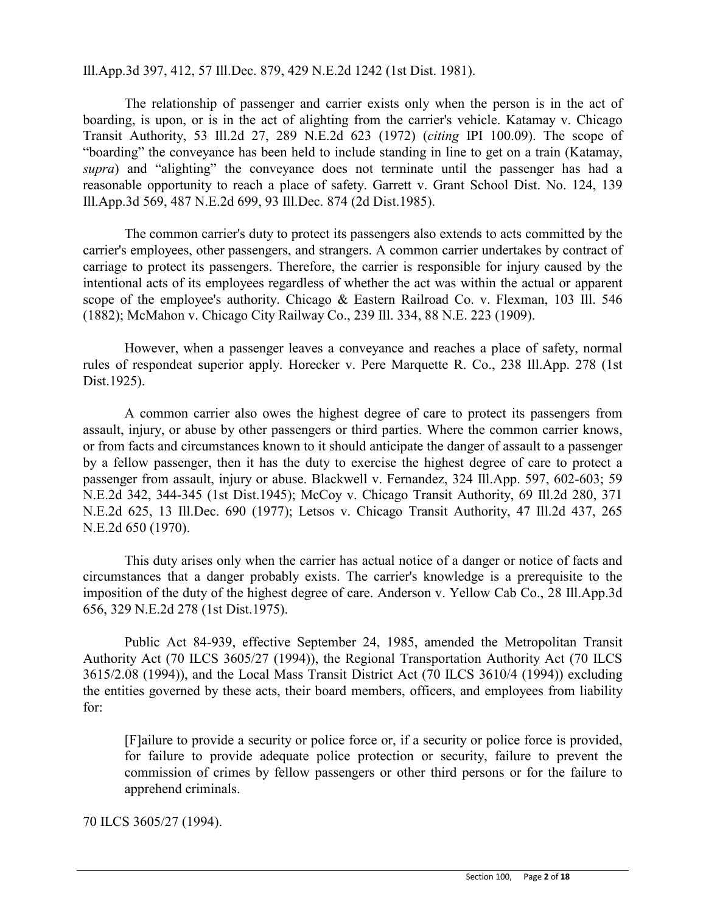Ill.App.3d 397, 412, 57 Ill.Dec. 879, 429 N.E.2d 1242 (1st Dist. 1981).

The relationship of passenger and carrier exists only when the person is in the act of boarding, is upon, or is in the act of alighting from the carrier's vehicle. Katamay v. Chicago Transit Authority, 53 Ill.2d 27, 289 N.E.2d 623 (1972) (*citing* IPI 100.09). The scope of "boarding" the conveyance has been held to include standing in line to get on a train (Katamay, *supra*) and "alighting" the conveyance does not terminate until the passenger has had a reasonable opportunity to reach a place of safety. Garrett v. Grant School Dist. No. 124, 139 Ill.App.3d 569, 487 N.E.2d 699, 93 Ill.Dec. 874 (2d Dist.1985).

The common carrier's duty to protect its passengers also extends to acts committed by the carrier's employees, other passengers, and strangers. A common carrier undertakes by contract of carriage to protect its passengers. Therefore, the carrier is responsible for injury caused by the intentional acts of its employees regardless of whether the act was within the actual or apparent scope of the employee's authority. Chicago & Eastern Railroad Co. v. Flexman, 103 Ill. 546 (1882); McMahon v. Chicago City Railway Co., 239 Ill. 334, 88 N.E. 223 (1909).

However, when a passenger leaves a conveyance and reaches a place of safety, normal rules of respondeat superior apply. Horecker v. Pere Marquette R. Co., 238 Ill.App. 278 (1st Dist.1925).

A common carrier also owes the highest degree of care to protect its passengers from assault, injury, or abuse by other passengers or third parties. Where the common carrier knows, or from facts and circumstances known to it should anticipate the danger of assault to a passenger by a fellow passenger, then it has the duty to exercise the highest degree of care to protect a passenger from assault, injury or abuse. Blackwell v. Fernandez, 324 Ill.App. 597, 602-603; 59 N.E.2d 342, 344-345 (1st Dist.1945); McCoy v. Chicago Transit Authority, 69 Ill.2d 280, 371 N.E.2d 625, 13 Ill.Dec. 690 (1977); Letsos v. Chicago Transit Authority, 47 Ill.2d 437, 265 N.E.2d 650 (1970).

This duty arises only when the carrier has actual notice of a danger or notice of facts and circumstances that a danger probably exists. The carrier's knowledge is a prerequisite to the imposition of the duty of the highest degree of care. Anderson v. Yellow Cab Co., 28 Ill.App.3d 656, 329 N.E.2d 278 (1st Dist.1975).

Public Act 84-939, effective September 24, 1985, amended the Metropolitan Transit Authority Act (70 ILCS 3605/27 (1994)), the Regional Transportation Authority Act (70 ILCS 3615/2.08 (1994)), and the Local Mass Transit District Act (70 ILCS 3610/4 (1994)) excluding the entities governed by these acts, their board members, officers, and employees from liability for:

> [F]ailure to provide a security or police force or, if a security or police force is provided, for failure to provide adequate police protection or security, failure to prevent the commission of crimes by fellow passengers or other third persons or for the failure to apprehend criminals.

70 ILCS 3605/27 (1994).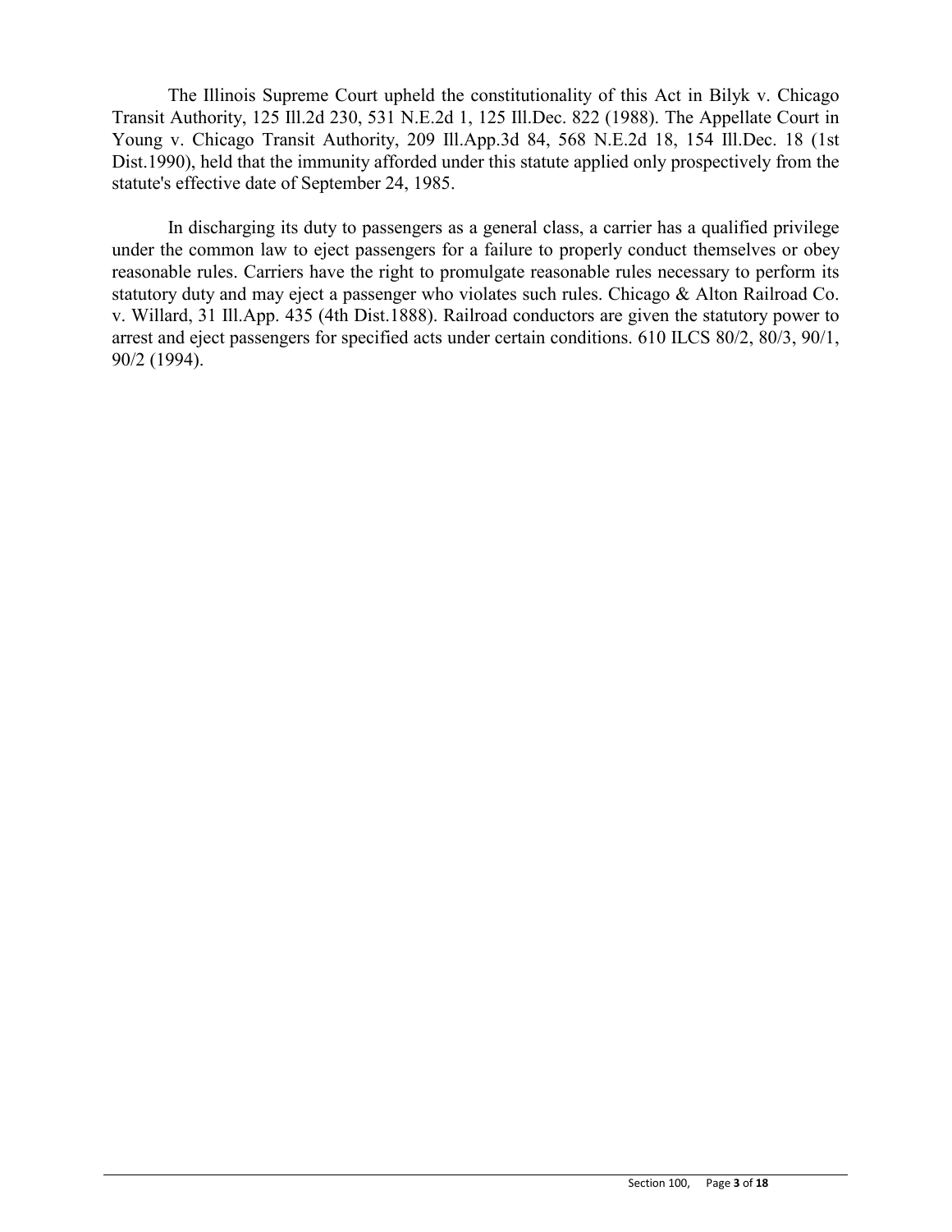The Illinois Supreme Court upheld the constitutionality of this Act in Bilyk v. Chicago Transit Authority, 125 Ill.2d 230, 531 N.E.2d 1, 125 Ill.Dec. 822 (1988). The Appellate Court in Young v. Chicago Transit Authority, 209 Ill.App.3d 84, 568 N.E.2d 18, 154 Ill.Dec. 18 (1st Dist.1990), held that the immunity afforded under this statute applied only prospectively from the statute's effective date of September 24, 1985.

In discharging its duty to passengers as a general class, a carrier has a qualified privilege under the common law to eject passengers for a failure to properly conduct themselves or obey reasonable rules. Carriers have the right to promulgate reasonable rules necessary to perform its statutory duty and may eject a passenger who violates such rules. Chicago & Alton Railroad Co. v. Willard, 31 Ill.App. 435 (4th Dist.1888). Railroad conductors are given the statutory power to arrest and eject passengers for specified acts under certain conditions. 610 ILCS 80/2, 80/3, 90/1, 90/2 (1994).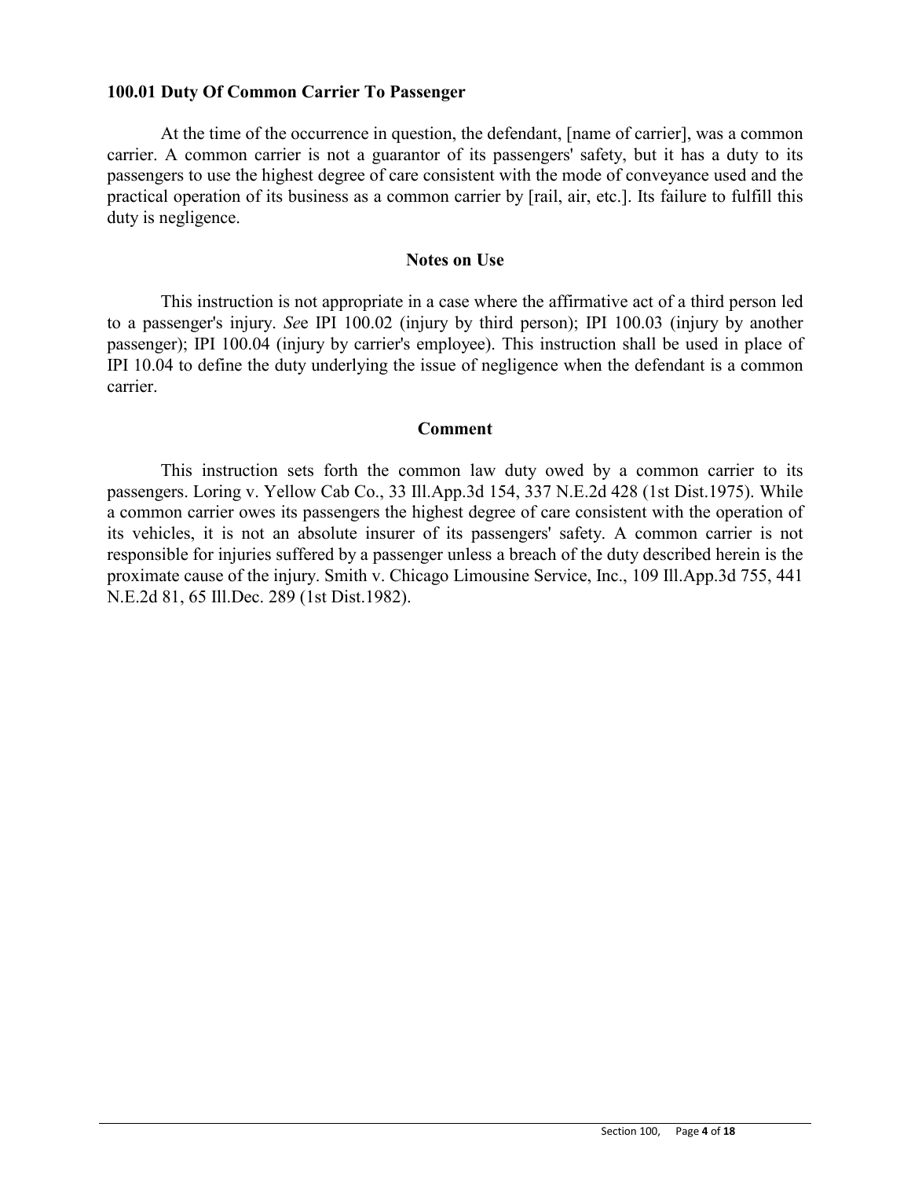### 100.01 Duty Of Common Carrier To Passenger

At the time of the occurrence in question, the defendant, [name of carrier], was a common carrier. A common carrier is not a guarantor of its passengers' safety, but it has a duty to its passengers to use the highest degree of care consistent with the mode of conveyance used and the practical operation of its business as a common carrier by [rail, air, etc.]. Its failure to fulfill this duty is negligence.

#### Notes on Use

This instruction is not appropriate in a case where the affirmative act of a third person led to a passenger's injury. *Se*e IPI 100.02 (injury by third person); IPI 100.03 (injury by another passenger); IPI 100.04 (injury by carrier's employee). This instruction shall be used in place of IPI 10.04 to define the duty underlying the issue of negligence when the defendant is a common carrier.

#### Comment

This instruction sets forth the common law duty owed by a common carrier to its passengers. Loring v. Yellow Cab Co., 33 Ill.App.3d 154, 337 N.E.2d 428 (1st Dist.1975). While a common carrier owes its passengers the highest degree of care consistent with the operation of its vehicles, it is not an absolute insurer of its passengers' safety. A common carrier is not responsible for injuries suffered by a passenger unless a breach of the duty described herein is the proximate cause of the injury. Smith v. Chicago Limousine Service, Inc., 109 Ill.App.3d 755, 441 N.E.2d 81, 65 Ill.Dec. 289 (1st Dist.1982).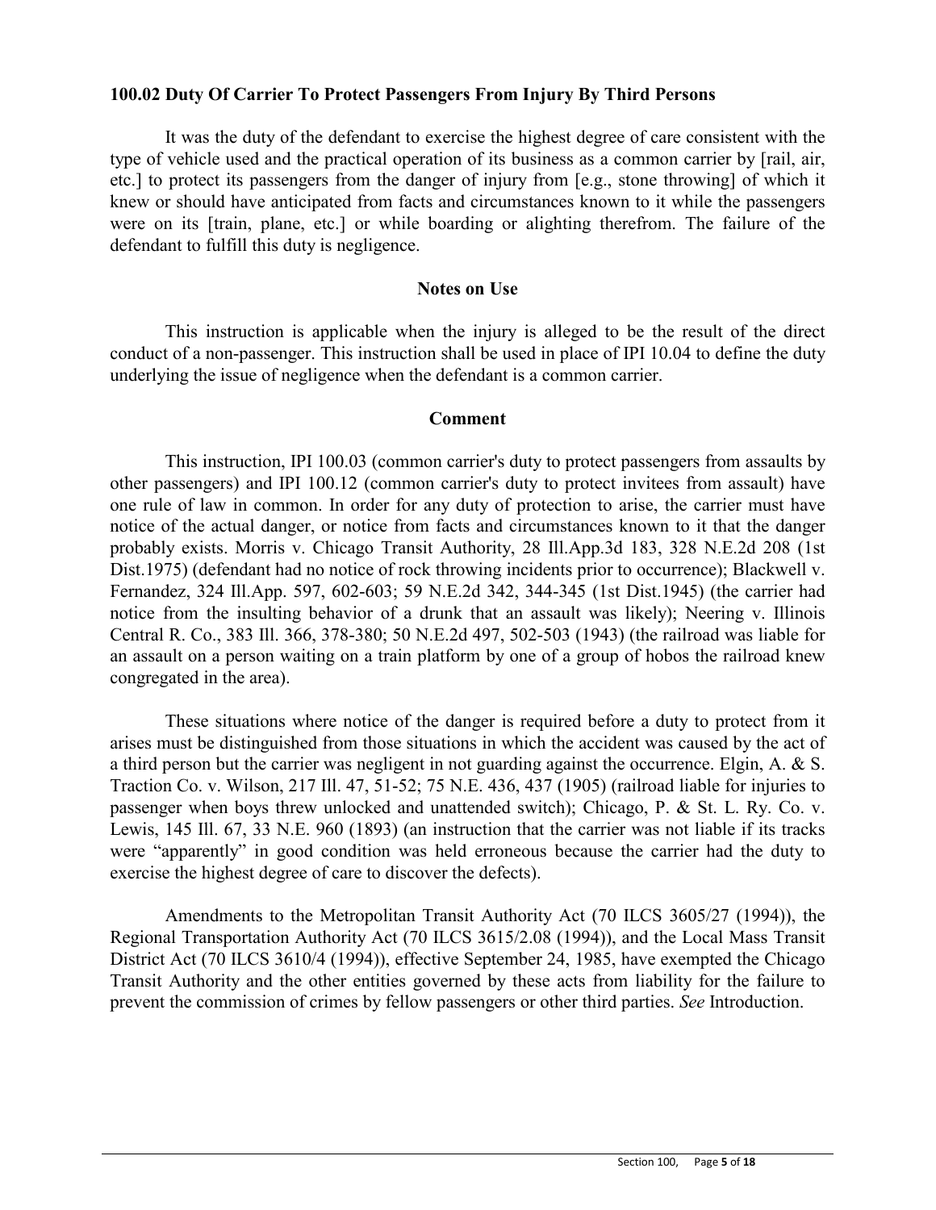### 100.02 Duty Of Carrier To Protect Passengers From Injury By Third Persons

It was the duty of the defendant to exercise the highest degree of care consistent with the type of vehicle used and the practical operation of its business as a common carrier by [rail, air, etc.] to protect its passengers from the danger of injury from [e.g., stone throwing] of which it knew or should have anticipated from facts and circumstances known to it while the passengers were on its [train, plane, etc.] or while boarding or alighting therefrom. The failure of the defendant to fulfill this duty is negligence.

#### Notes on Use

This instruction is applicable when the injury is alleged to be the result of the direct conduct of a non-passenger. This instruction shall be used in place of IPI 10.04 to define the duty underlying the issue of negligence when the defendant is a common carrier.

#### Comment

This instruction, IPI 100.03 (common carrier's duty to protect passengers from assaults by other passengers) and IPI 100.12 (common carrier's duty to protect invitees from assault) have one rule of law in common. In order for any duty of protection to arise, the carrier must have notice of the actual danger, or notice from facts and circumstances known to it that the danger probably exists. Morris v. Chicago Transit Authority, 28 Ill.App.3d 183, 328 N.E.2d 208 (1st Dist.1975) (defendant had no notice of rock throwing incidents prior to occurrence); Blackwell v. Fernandez, 324 Ill.App. 597, 602-603; 59 N.E.2d 342, 344-345 (1st Dist.1945) (the carrier had notice from the insulting behavior of a drunk that an assault was likely); Neering v. Illinois Central R. Co., 383 Ill. 366, 378-380; 50 N.E.2d 497, 502-503 (1943) (the railroad was liable for an assault on a person waiting on a train platform by one of a group of hobos the railroad knew congregated in the area).

These situations where notice of the danger is required before a duty to protect from it arises must be distinguished from those situations in which the accident was caused by the act of a third person but the carrier was negligent in not guarding against the occurrence. Elgin, A. & S. Traction Co. v. Wilson, 217 Ill. 47, 51-52; 75 N.E. 436, 437 (1905) (railroad liable for injuries to passenger when boys threw unlocked and unattended switch); Chicago, P. & St. L. Ry. Co. v. Lewis, 145 Ill. 67, 33 N.E. 960 (1893) (an instruction that the carrier was not liable if its tracks were "apparently" in good condition was held erroneous because the carrier had the duty to exercise the highest degree of care to discover the defects).

Amendments to the Metropolitan Transit Authority Act (70 ILCS 3605/27 (1994)), the Regional Transportation Authority Act (70 ILCS 3615/2.08 (1994)), and the Local Mass Transit District Act (70 ILCS 3610/4 (1994)), effective September 24, 1985, have exempted the Chicago Transit Authority and the other entities governed by these acts from liability for the failure to prevent the commission of crimes by fellow passengers or other third parties. *See* Introduction.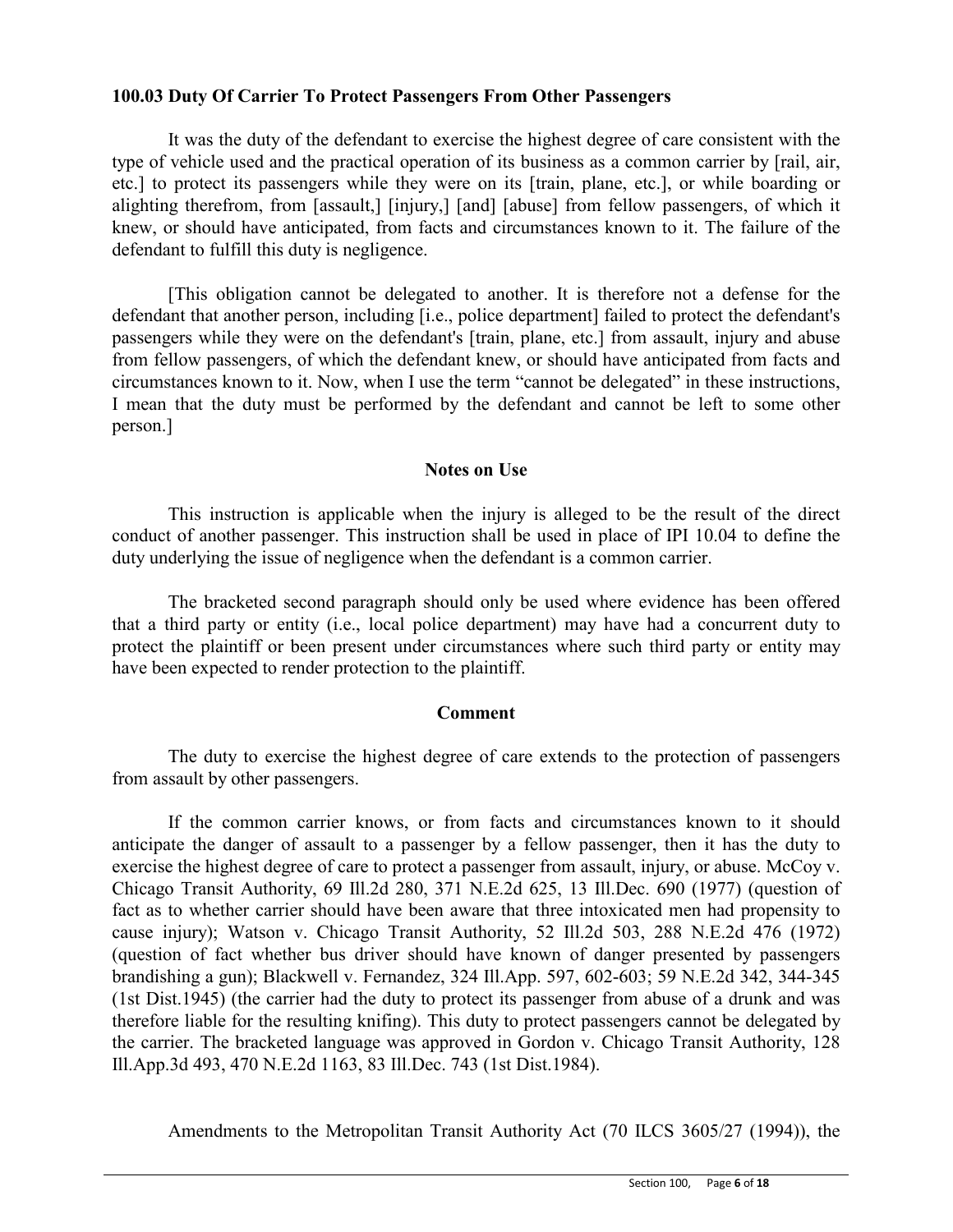**100.03 Duty Of Carrier To Protect Passengers From Other Passengers**

It was the duty of the defendant to exercise the highest degree of care consistent with the type of vehicle used and the practical operation of its business as a common carrier by [rail, air, etc.] to protect its passengers while they were on its [train, plane, etc.], or while boarding or alighting therefrom, from [assault,] [injury,] [and] [abuse] from fellow passengers, of which it knew, or should have anticipated, from facts and circumstances known to it. The failure of the defendant to fulfill this duty is negligence.

[This obligation cannot be delegated to another. It is therefore not a defense for the defendant that another person, including [i.e., police department] failed to protect the defendant's passengers while they were on the defendant's [train, plane, etc.] from assault, injury and abuse from fellow passengers, of which the defendant knew, or should have anticipated from facts and circumstances known to it. Now, when I use the term "cannot be delegated" in these instructions, I mean that the duty must be performed by the defendant and cannot be left to some other person.]

**Notes on Use**

This instruction is applicable when the injury is alleged to be the result of the direct conduct of another passenger. This instruction shall be used in place of IPI 10.04 to define the duty underlying the issue of negligence when the defendant is a common carrier.

The bracketed second paragraph should only be used where evidence has been offered that a third party or entity (i.e., local police department) may have had a concurrent duty to protect the plaintiff or been present under circumstances where such third party or entity may have been expected to render protection to the plaintiff.

**Comment**

The duty to exercise the highest degree of care extends to the protection of passengers from assault by other passengers.

If the common carrier knows, or from facts and circumstances known to it should anticipate the danger of assault to a passenger by a fellow passenger, then it has the duty to exercise the highest degree of care to protect a passenger from assault, injury, or abuse. McCoy v. Chicago Transit Authority, 69 Ill.2d 280, 371 N.E.2d 625, 13 Ill.Dec. 690 (1977) (question of fact as to whether carrier should have been aware that three intoxicated men had propensity to cause injury); Watson v. Chicago Transit Authority, 52 Ill.2d 503, 288 N.E.2d 476 (1972) (question of fact whether bus driver should have known of danger presented by passengers brandishing a gun); Blackwell v. Fernandez, 324 Ill.App. 597, 602-603; 59 N.E.2d 342, 344-345 (1st Dist.1945) (the carrier had the duty to protect its passenger from abuse of a drunk and was therefore liable for the resulting knifing). This duty to protect passengers cannot be delegated by the carrier. The bracketed language was approved in Gordon v. Chicago Transit Authority, 128 Ill.App.3d 493, 470 N.E.2d 1163, 83 Ill.Dec. 743 (1st Dist.1984).

Amendments to the Metropolitan Transit Authority Act (70 ILCS 3605/27 (1994)), the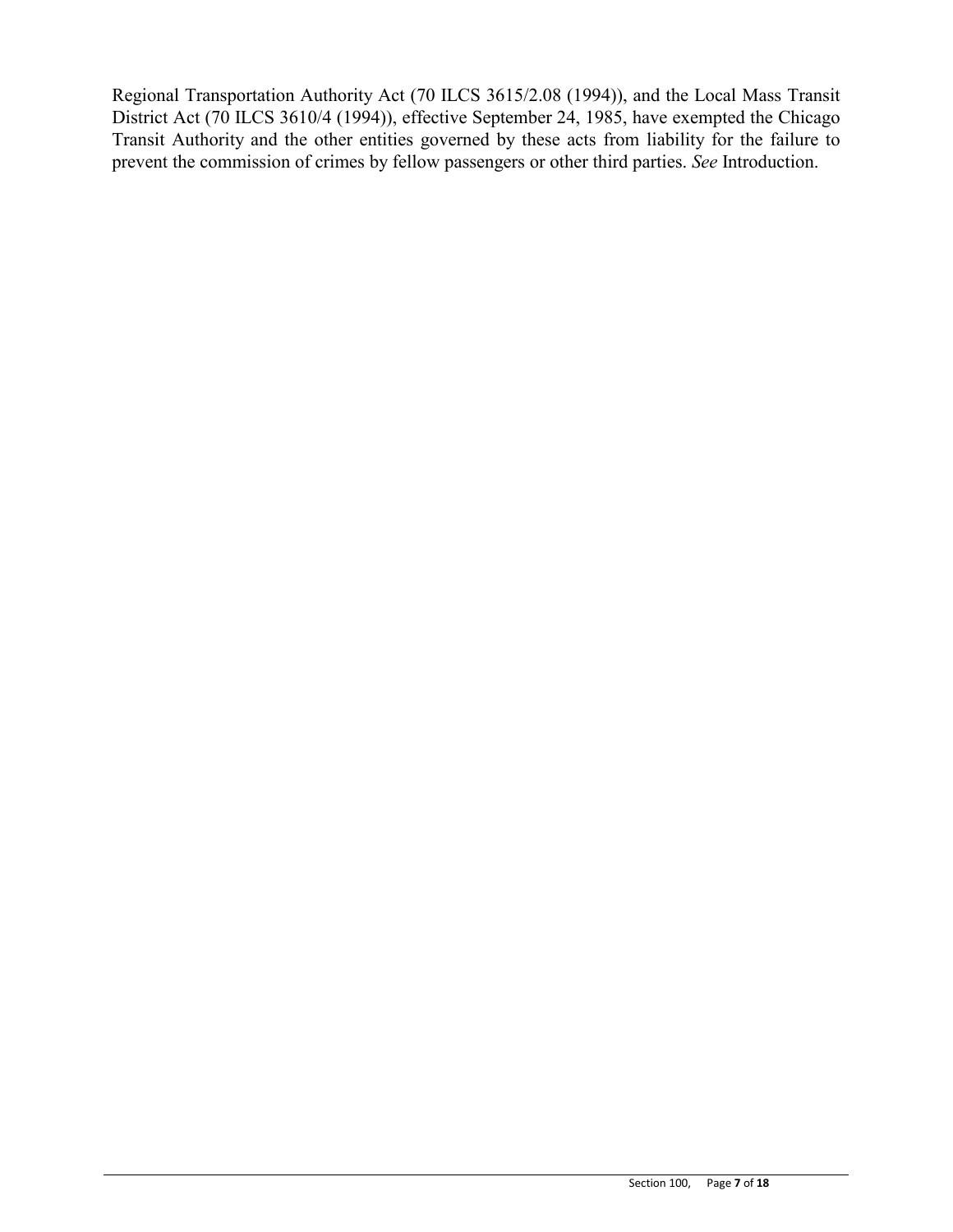Regional Transportation Authority Act (70 ILCS 3615/2.08 (1994)), and the Local Mass Transit District Act (70 ILCS 3610/4 (1994)), effective September 24, 1985, have exempted the Chicago Transit Authority and the other entities governed by these acts from liability for the failure to prevent the commission of crimes by fellow passengers or other third parties. *See* Introduction.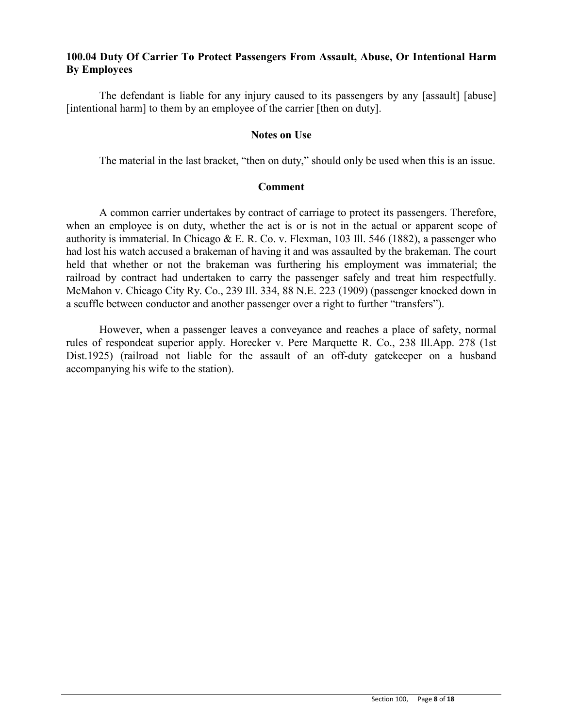**100.04 Duty Of Carrier To Protect Passengers From Assault, Abuse, Or Intentional Harm By Employees**

The defendant is liable for any injury caused to its passengers by any [assault] [abuse] [intentional harm] to them by an employee of the carrier [then on duty].

**Notes on Use**

The material in the last bracket, "then on duty," should only be used when this is an issue.

**Comment**

A common carrier undertakes by contract of carriage to protect its passengers. Therefore, when an employee is on duty, whether the act is or is not in the actual or apparent scope of authority is immaterial. In Chicago & E. R. Co. v. Flexman, 103 Ill. 546 (1882), a passenger who had lost his watch accused a brakeman of having it and was assaulted by the brakeman. The court held that whether or not the brakeman was furthering his employment was immaterial; the railroad by contract had undertaken to carry the passenger safely and treat him respectfully. McMahon v. Chicago City Ry. Co., 239 Ill. 334, 88 N.E. 223 (1909) (passenger knocked down in a scuffle between conductor and another passenger over a right to further "transfers").

However, when a passenger leaves a conveyance and reaches a place of safety, normal rules of respondeat superior apply. Horecker v. Pere Marquette R. Co., 238 Ill.App. 278 (1st Dist.1925) (railroad not liable for the assault of an off-duty gatekeeper on a husband accompanying his wife to the station).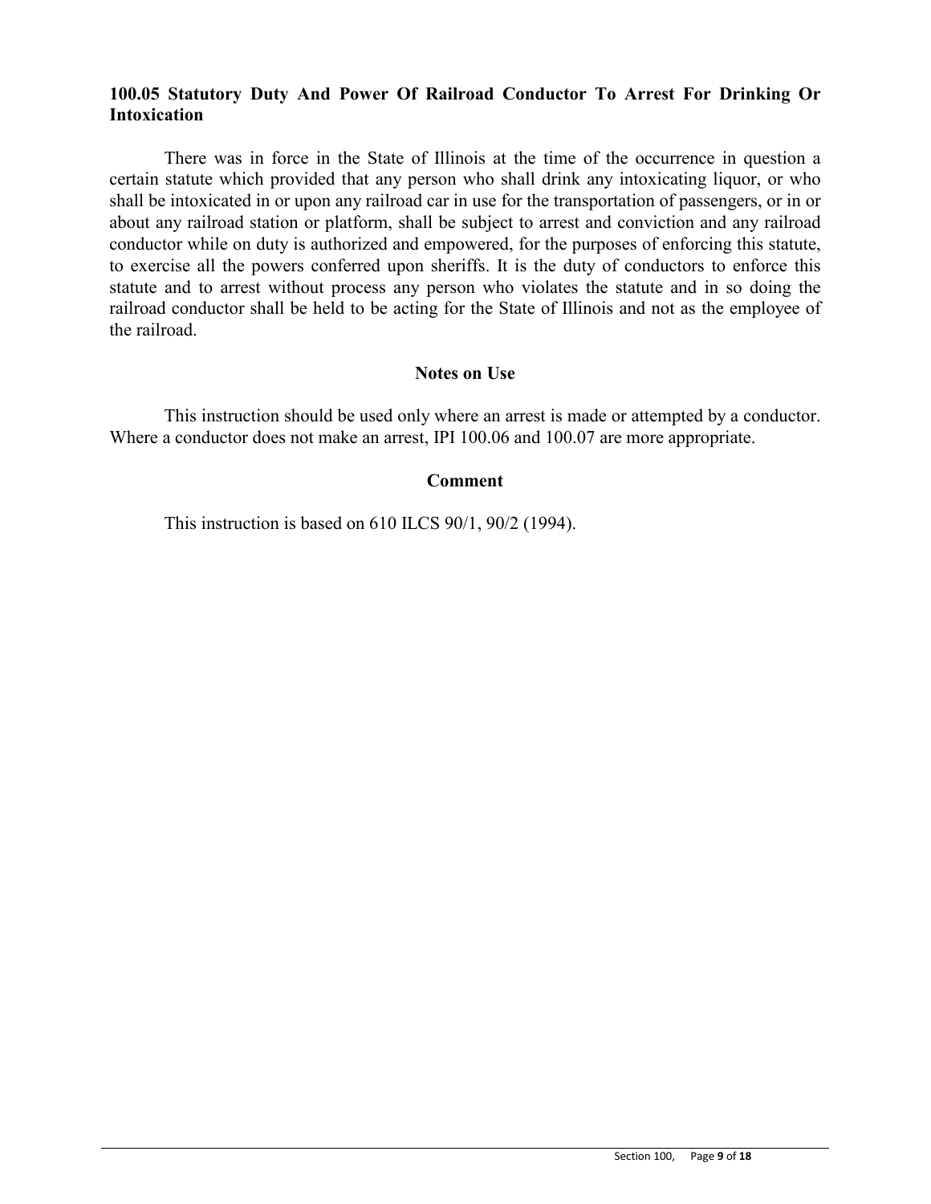### 100.05 Statutory Duty And Power Of Railroad Conductor To Arrest For Drinking Or Intoxication

There was in force in the State of Illinois at the time of the occurrence in question a certain statute which provided that any person who shall drink any intoxicating liquor, or who shall be intoxicated in or upon any railroad car in use for the transportation of passengers, or in or about any railroad station or platform, shall be subject to arrest and conviction and any railroad conductor while on duty is authorized and empowered, for the purposes of enforcing this statute, to exercise all the powers conferred upon sheriffs. It is the duty of conductors to enforce this statute and to arrest without process any person who violates the statute and in so doing the railroad conductor shall be held to be acting for the State of Illinois and not as the employee of the railroad.

#### Notes on Use

This instruction should be used only where an arrest is made or attempted by a conductor. Where a conductor does not make an arrest, IPI 100.06 and 100.07 are more appropriate.

#### Comment

This instruction is based on 610 ILCS 90/1, 90/2 (1994).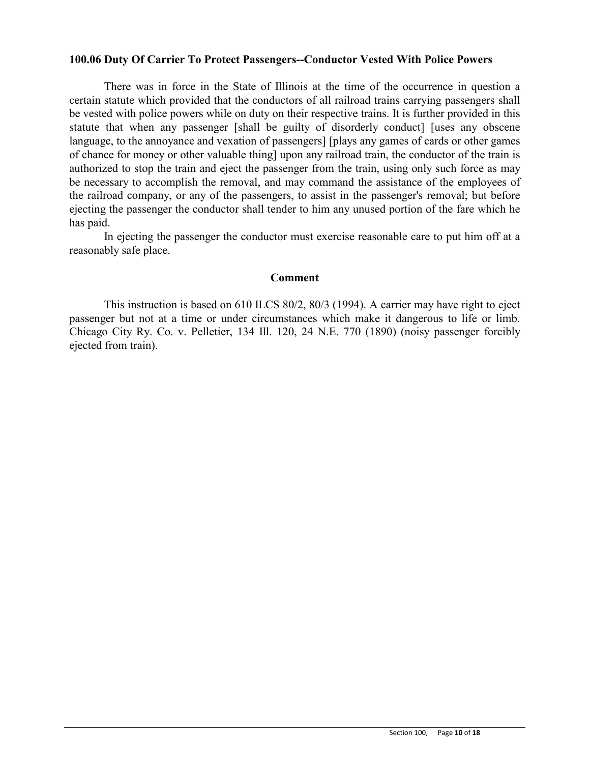**100.06 Duty Of Carrier To Protect Passengers--Conductor Vested With Police Powers**

There was in force in the State of Illinois at the time of the occurrence in question a certain statute which provided that the conductors of all railroad trains carrying passengers shall be vested with police powers while on duty on their respective trains. It is further provided in this statute that when any passenger [shall be guilty of disorderly conduct] [uses any obscene language, to the annoyance and vexation of passengers] [plays any games of cards or other games of chance for money or other valuable thing] upon any railroad train, the conductor of the train is authorized to stop the train and eject the passenger from the train, using only such force as may be necessary to accomplish the removal, and may command the assistance of the employees of the railroad company, or any of the passengers, to assist in the passenger's removal; but before ejecting the passenger the conductor shall tender to him any unused portion of the fare which he has paid.

In ejecting the passenger the conductor must exercise reasonable care to put him off at a reasonably safe place.

**Comment**

This instruction is based on 610 ILCS 80/2, 80/3 (1994). A carrier may have right to eject passenger but not at a time or under circumstances which make it dangerous to life or limb. Chicago City Ry. Co. v. Pelletier, 134 Ill. 120, 24 N.E. 770 (1890) (noisy passenger forcibly ejected from train).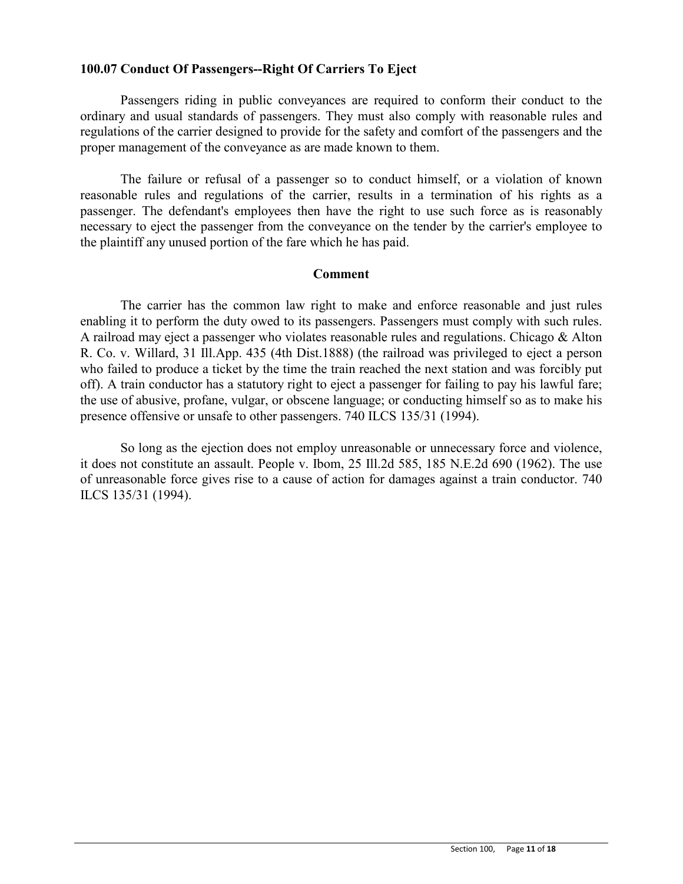### 100.07 Conduct Of Passengers--Right Of Carriers To Eject

Passengers riding in public conveyances are required to conform their conduct to the ordinary and usual standards of passengers. They must also comply with reasonable rules and regulations of the carrier designed to provide for the safety and comfort of the passengers and the proper management of the conveyance as are made known to them.

The failure or refusal of a passenger so to conduct himself, or a violation of known reasonable rules and regulations of the carrier, results in a termination of his rights as a passenger. The defendant's employees then have the right to use such force as is reasonably necessary to eject the passenger from the conveyance on the tender by the carrier's employee to the plaintiff any unused portion of the fare which he has paid.

**Comment**

The carrier has the common law right to make and enforce reasonable and just rules enabling it to perform the duty owed to its passengers. Passengers must comply with such rules. A railroad may eject a passenger who violates reasonable rules and regulations. Chicago & Alton R. Co. v. Willard, 31 Ill.App. 435 (4th Dist.1888) (the railroad was privileged to eject a person who failed to produce a ticket by the time the train reached the next station and was forcibly put off). A train conductor has a statutory right to eject a passenger for failing to pay his lawful fare; the use of abusive, profane, vulgar, or obscene language; or conducting himself so as to make his presence offensive or unsafe to other passengers. 740 ILCS 135/31 (1994).

So long as the ejection does not employ unreasonable or unnecessary force and violence, it does not constitute an assault. People v. Ibom, 25 Ill.2d 585, 185 N.E.2d 690 (1962). The use of unreasonable force gives rise to a cause of action for damages against a train conductor. 740 ILCS 135/31 (1994).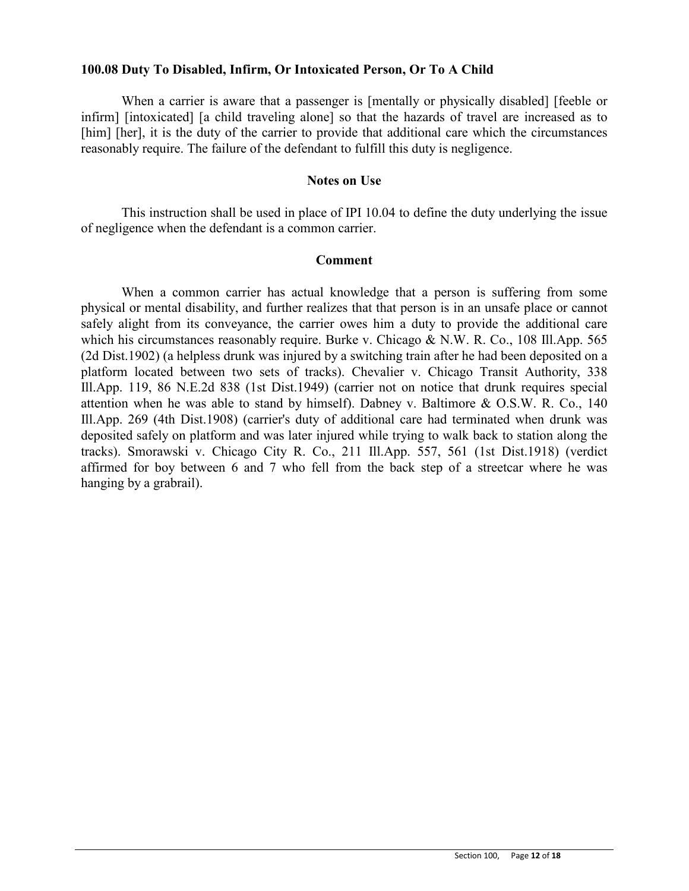### 100.08 Duty To Disabled, Infirm, Or Intoxicated Person, Or To A Child

When a carrier is aware that a passenger is [mentally or physically disabled] [feeble or infirm] [intoxicated] [a child traveling alone] so that the hazards of travel are increased as to [him] [her], it is the duty of the carrier to provide that additional care which the circumstances reasonably require. The failure of the defendant to fulfill this duty is negligence.

#### Notes on Use

This instruction shall be used in place of IPI 10.04 to define the duty underlying the issue of negligence when the defendant is a common carrier.

#### Comment

When a common carrier has actual knowledge that a person is suffering from some physical or mental disability, and further realizes that that person is in an unsafe place or cannot safely alight from its conveyance, the carrier owes him a duty to provide the additional care which his circumstances reasonably require. Burke v. Chicago & N.W. R. Co., 108 Ill.App. 565 (2d Dist.1902) (a helpless drunk was injured by a switching train after he had been deposited on a platform located between two sets of tracks). Chevalier v. Chicago Transit Authority, 338 Ill.App. 119, 86 N.E.2d 838 (1st Dist.1949) (carrier not on notice that drunk requires special attention when he was able to stand by himself). Dabney v. Baltimore & O.S.W. R. Co., 140 Ill.App. 269 (4th Dist.1908) (carrier's duty of additional care had terminated when drunk was deposited safely on platform and was later injured while trying to walk back to station along the tracks). Smorawski v. Chicago City R. Co., 211 Ill.App. 557, 561 (1st Dist.1918) (verdict affirmed for boy between 6 and 7 who fell from the back step of a streetcar where he was hanging by a grabrail).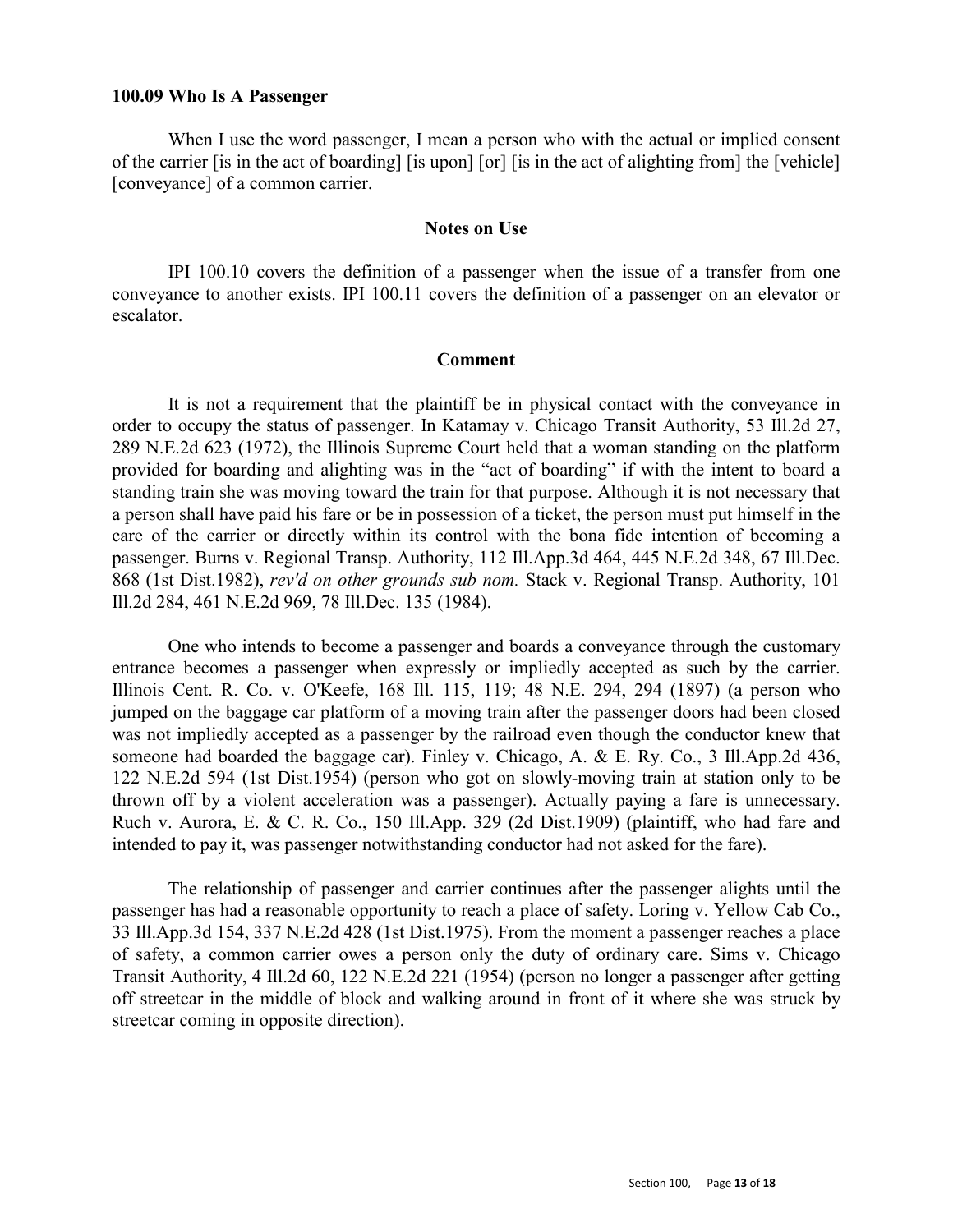**100.09 Who Is A Passenger**

When I use the word passenger, I mean a person who with the actual or implied consent of the carrier [is in the act of boarding] [is upon] [or] [is in the act of alighting from] the [vehicle] [conveyance] of a common carrier.

**Notes on Use**

IPI 100.10 covers the definition of a passenger when the issue of a transfer from one conveyance to another exists. IPI 100.11 covers the definition of a passenger on an elevator or escalator.

**Comment**

It is not a requirement that the plaintiff be in physical contact with the conveyance in order to occupy the status of passenger. In Katamay v. Chicago Transit Authority, 53 Ill.2d 27, 289 N.E.2d 623 (1972), the Illinois Supreme Court held that a woman standing on the platform provided for boarding and alighting was in the "act of boarding" if with the intent to board a standing train she was moving toward the train for that purpose. Although it is not necessary that a person shall have paid his fare or be in possession of a ticket, the person must put himself in the care of the carrier or directly within its control with the bona fide intention of becoming a passenger. Burns v. Regional Transp. Authority, 112 Ill.App.3d 464, 445 N.E.2d 348, 67 Ill.Dec. 868 (1st Dist.1982), *rev'd on other grounds sub nom.* Stack v. Regional Transp. Authority, 101 Ill.2d 284, 461 N.E.2d 969, 78 Ill.Dec. 135 (1984).

One who intends to become a passenger and boards a conveyance through the customary entrance becomes a passenger when expressly or impliedly accepted as such by the carrier. Illinois Cent. R. Co. v. O'Keefe, 168 Ill. 115, 119; 48 N.E. 294, 294 (1897) (a person who jumped on the baggage car platform of a moving train after the passenger doors had been closed was not impliedly accepted as a passenger by the railroad even though the conductor knew that someone had boarded the baggage car). Finley v. Chicago, A. & E. Ry. Co., 3 Ill.App.2d 436, 122 N.E.2d 594 (1st Dist.1954) (person who got on slowly-moving train at station only to be thrown off by a violent acceleration was a passenger). Actually paying a fare is unnecessary. Ruch v. Aurora, E. & C. R. Co., 150 Ill.App. 329 (2d Dist.1909) (plaintiff, who had fare and intended to pay it, was passenger notwithstanding conductor had not asked for the fare).

The relationship of passenger and carrier continues after the passenger alights until the passenger has had a reasonable opportunity to reach a place of safety. Loring v. Yellow Cab Co., 33 Ill.App.3d 154, 337 N.E.2d 428 (1st Dist.1975). From the moment a passenger reaches a place of safety, a common carrier owes a person only the duty of ordinary care. Sims v. Chicago Transit Authority, 4 Ill.2d 60, 122 N.E.2d 221 (1954) (person no longer a passenger after getting off streetcar in the middle of block and walking around in front of it where she was struck by streetcar coming in opposite direction).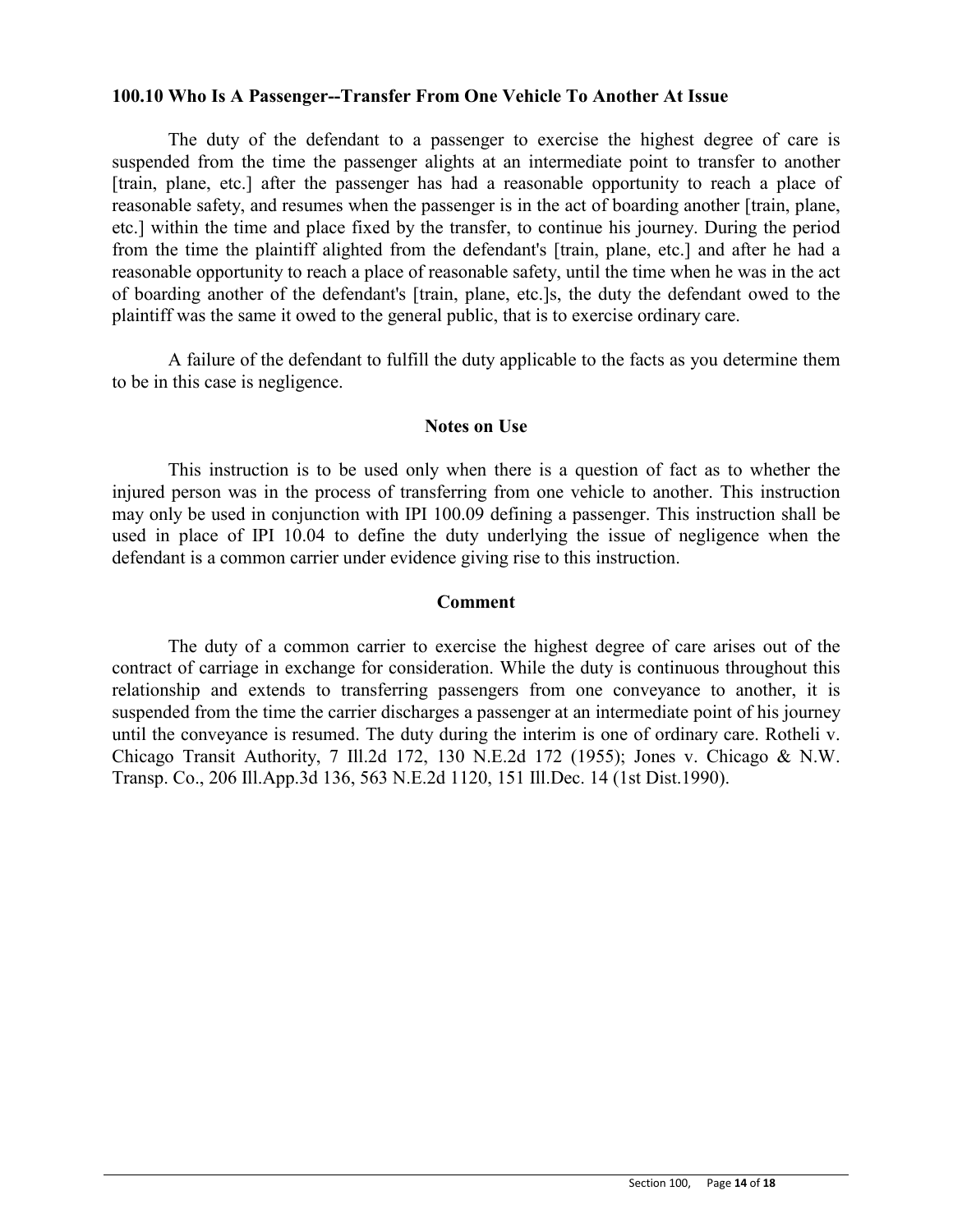**100.10 Who Is A Passenger--Transfer From One Vehicle To Another At Issue**

The duty of the defendant to a passenger to exercise the highest degree of care is suspended from the time the passenger alights at an intermediate point to transfer to another [train, plane, etc.] after the passenger has had a reasonable opportunity to reach a place of reasonable safety, and resumes when the passenger is in the act of boarding another [train, plane, etc.] within the time and place fixed by the transfer, to continue his journey. During the period from the time the plaintiff alighted from the defendant's [train, plane, etc.] and after he had a reasonable opportunity to reach a place of reasonable safety, until the time when he was in the act of boarding another of the defendant's [train, plane, etc.]s, the duty the defendant owed to the plaintiff was the same it owed to the general public, that is to exercise ordinary care.

A failure of the defendant to fulfill the duty applicable to the facts as you determine them to be in this case is negligence.

**Notes on Use**

This instruction is to be used only when there is a question of fact as to whether the injured person was in the process of transferring from one vehicle to another. This instruction may only be used in conjunction with IPI 100.09 defining a passenger. This instruction shall be used in place of IPI 10.04 to define the duty underlying the issue of negligence when the defendant is a common carrier under evidence giving rise to this instruction.

**Comment**

The duty of a common carrier to exercise the highest degree of care arises out of the contract of carriage in exchange for consideration. While the duty is continuous throughout this relationship and extends to transferring passengers from one conveyance to another, it is suspended from the time the carrier discharges a passenger at an intermediate point of his journey until the conveyance is resumed. The duty during the interim is one of ordinary care. Rotheli v. Chicago Transit Authority, 7 Ill.2d 172, 130 N.E.2d 172 (1955); Jones v. Chicago & N.W. Transp. Co., 206 Ill.App.3d 136, 563 N.E.2d 1120, 151 Ill.Dec. 14 (1st Dist.1990).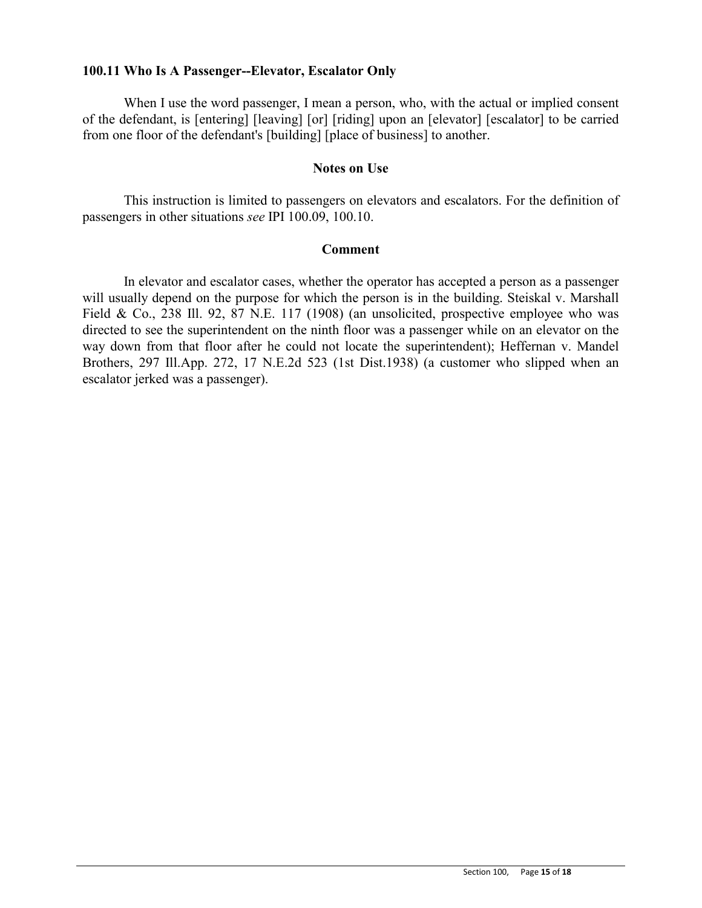### 100.11 Who Is A Passenger--Elevator, Escalator Only

When I use the word passenger, I mean a person, who, with the actual or implied consent of the defendant, is [entering] [leaving] [or] [riding] upon an [elevator] [escalator] to be carried from one floor of the defendant's [building] [place of business] to another.

#### Notes on Use

This instruction is limited to passengers on elevators and escalators. For the definition of passengers in other situations *see* IPI 100.09, 100.10.

#### Comment

In elevator and escalator cases, whether the operator has accepted a person as a passenger will usually depend on the purpose for which the person is in the building. Steiskal v. Marshall Field & Co., 238 Ill. 92, 87 N.E. 117 (1908) (an unsolicited, prospective employee who was directed to see the superintendent on the ninth floor was a passenger while on an elevator on the way down from that floor after he could not locate the superintendent); Heffernan v. Mandel Brothers, 297 Ill.App. 272, 17 N.E.2d 523 (1st Dist.1938) (a customer who slipped when an escalator jerked was a passenger).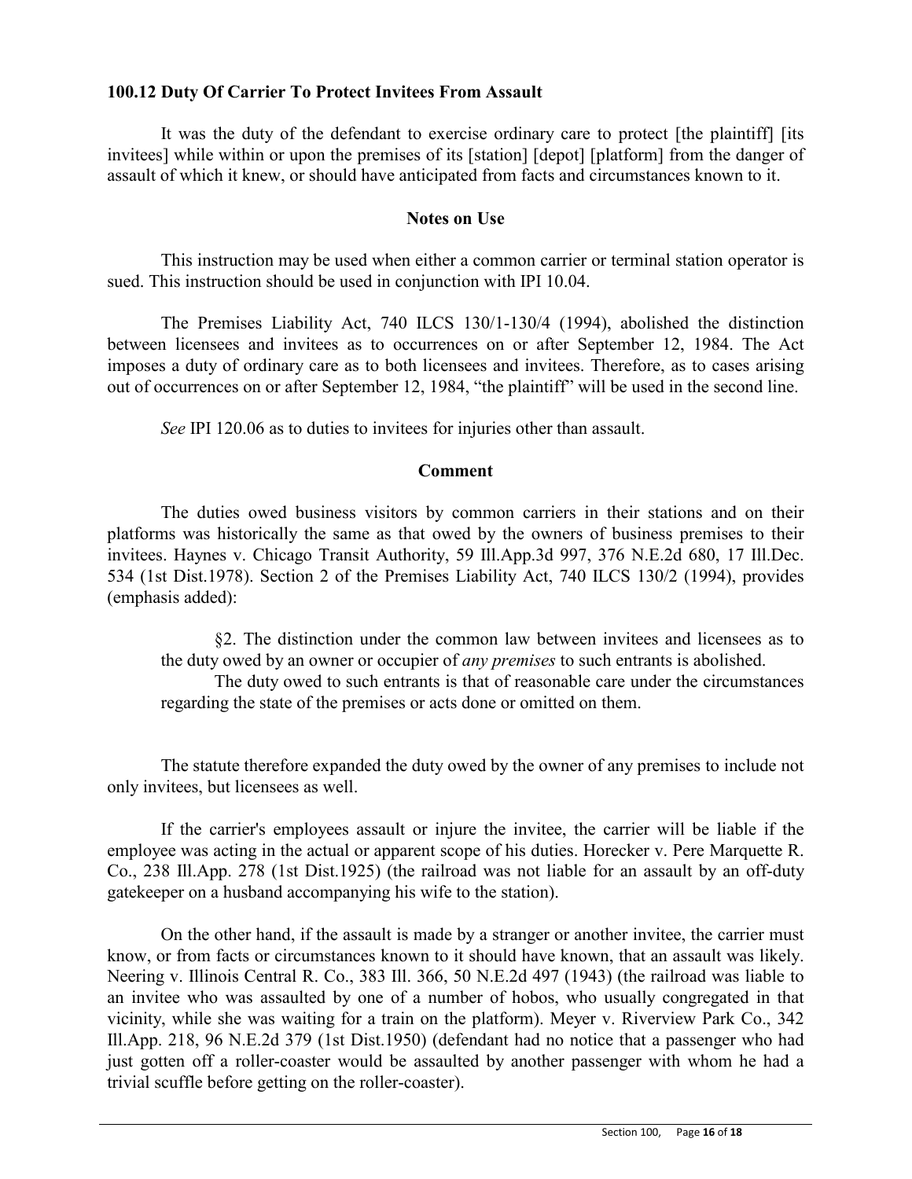### 100.12 Duty Of Carrier To Protect Invitees From Assault

It was the duty of the defendant to exercise ordinary care to protect [the plaintiff] [its invitees] while within or upon the premises of its [station] [depot] [platform] from the danger of assault of which it knew, or should have anticipated from facts and circumstances known to it.

#### Notes on Use

This instruction may be used when either a common carrier or terminal station operator is sued. This instruction should be used in conjunction with IPI 10.04.

The Premises Liability Act, 740 ILCS 130/1-130/4 (1994), abolished the distinction between licensees and invitees as to occurrences on or after September 12, 1984. The Act imposes a duty of ordinary care as to both licensees and invitees. Therefore, as to cases arising out of occurrences on or after September 12, 1984, "the plaintiff" will be used in the second line.

*See* IPI 120.06 as to duties to invitees for injuries other than assault.

#### Comment

The duties owed business visitors by common carriers in their stations and on their platforms was historically the same as that owed by the owners of business premises to their invitees. Haynes v. Chicago Transit Authority, 59 Ill.App.3d 997, 376 N.E.2d 680, 17 Ill.Dec. 534 (1st Dist.1978). Section 2 of the Premises Liability Act, 740 ILCS 130/2 (1994), provides (emphasis added):

> §2. The distinction under the common law between invitees and licensees as to the duty owed by an owner or occupier of *any premises* to such entrants is abolished.
>
> The duty owed to such entrants is that of reasonable care under the circumstances regarding the state of the premises or acts done or omitted on them.

The statute therefore expanded the duty owed by the owner of any premises to include not only invitees, but licensees as well.

If the carrier's employees assault or injure the invitee, the carrier will be liable if the employee was acting in the actual or apparent scope of his duties. Horecker v. Pere Marquette R. Co., 238 Ill.App. 278 (1st Dist.1925) (the railroad was not liable for an assault by an off-duty gatekeeper on a husband accompanying his wife to the station).

On the other hand, if the assault is made by a stranger or another invitee, the carrier must know, or from facts or circumstances known to it should have known, that an assault was likely. Neering v. Illinois Central R. Co., 383 Ill. 366, 50 N.E.2d 497 (1943) (the railroad was liable to an invitee who was assaulted by one of a number of hobos, who usually congregated in that vicinity, while she was waiting for a train on the platform). Meyer v. Riverview Park Co., 342 Ill.App. 218, 96 N.E.2d 379 (1st Dist.1950) (defendant had no notice that a passenger who had just gotten off a roller-coaster would be assaulted by another passenger with whom he had a trivial scuffle before getting on the roller-coaster).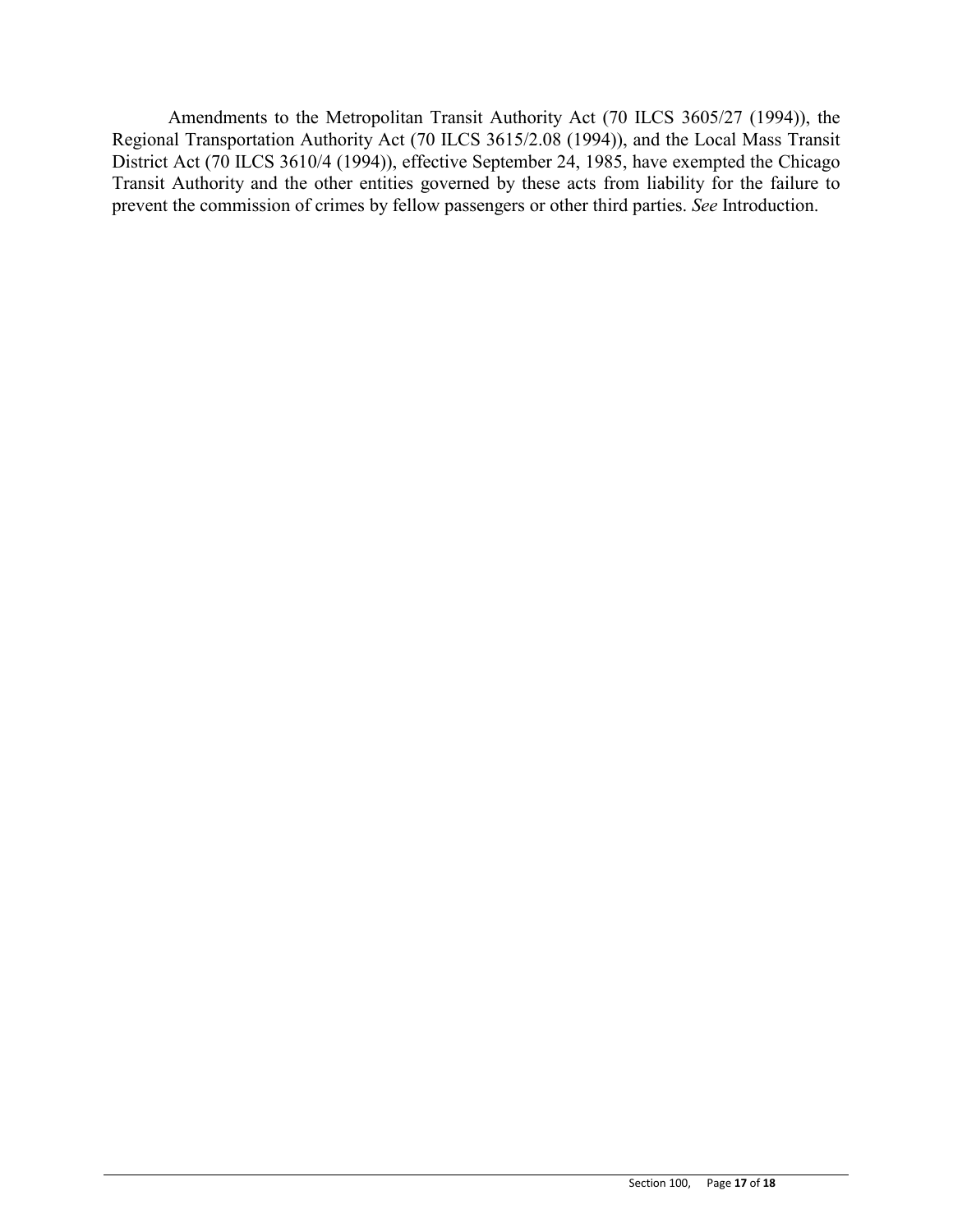Amendments to the Metropolitan Transit Authority Act (70 ILCS 3605/27 (1994)), the Regional Transportation Authority Act (70 ILCS 3615/2.08 (1994)), and the Local Mass Transit District Act (70 ILCS 3610/4 (1994)), effective September 24, 1985, have exempted the Chicago Transit Authority and the other entities governed by these acts from liability for the failure to prevent the commission of crimes by fellow passengers or other third parties. *See* Introduction.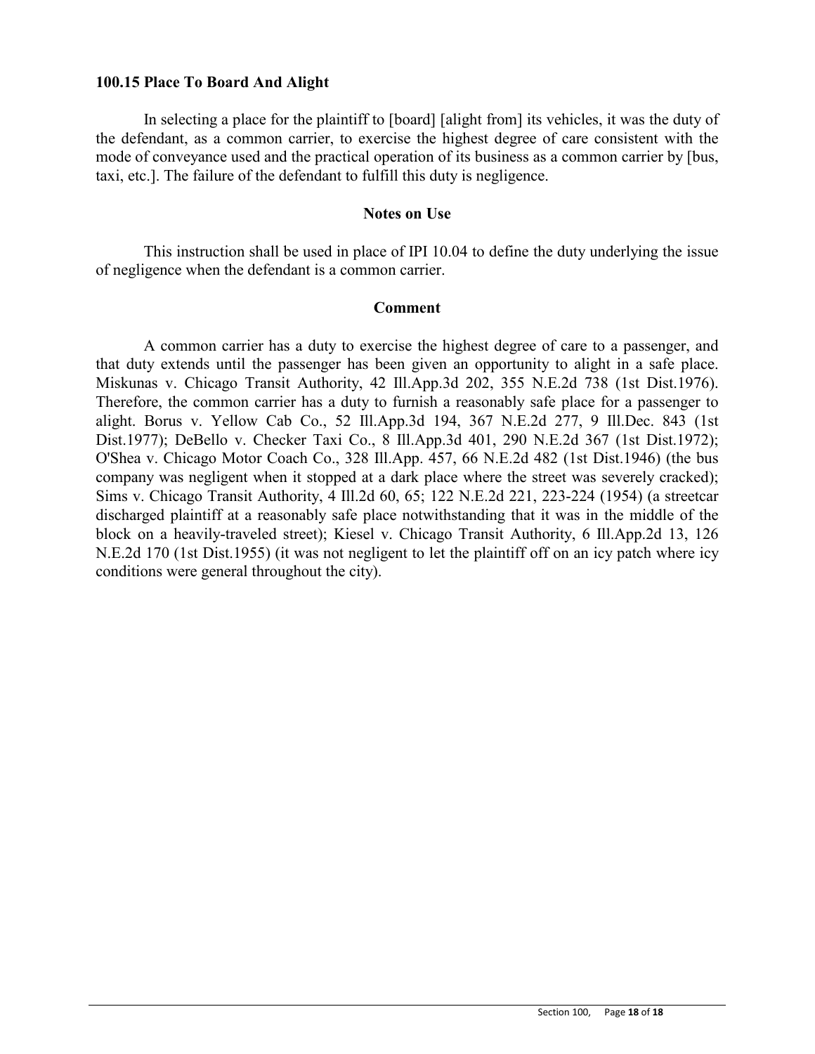### 100.15 Place To Board And Alight

In selecting a place for the plaintiff to [board] [alight from] its vehicles, it was the duty of the defendant, as a common carrier, to exercise the highest degree of care consistent with the mode of conveyance used and the practical operation of its business as a common carrier by [bus, taxi, etc.]. The failure of the defendant to fulfill this duty is negligence.

#### Notes on Use

This instruction shall be used in place of IPI 10.04 to define the duty underlying the issue of negligence when the defendant is a common carrier.

#### Comment

A common carrier has a duty to exercise the highest degree of care to a passenger, and that duty extends until the passenger has been given an opportunity to alight in a safe place. Miskunas v. Chicago Transit Authority, 42 Ill.App.3d 202, 355 N.E.2d 738 (1st Dist.1976). Therefore, the common carrier has a duty to furnish a reasonably safe place for a passenger to alight. Borus v. Yellow Cab Co., 52 Ill.App.3d 194, 367 N.E.2d 277, 9 Ill.Dec. 843 (1st Dist.1977); DeBello v. Checker Taxi Co., 8 Ill.App.3d 401, 290 N.E.2d 367 (1st Dist.1972); O'Shea v. Chicago Motor Coach Co., 328 Ill.App. 457, 66 N.E.2d 482 (1st Dist.1946) (the bus company was negligent when it stopped at a dark place where the street was severely cracked); Sims v. Chicago Transit Authority, 4 Ill.2d 60, 65; 122 N.E.2d 221, 223-224 (1954) (a streetcar discharged plaintiff at a reasonably safe place notwithstanding that it was in the middle of the block on a heavily-traveled street); Kiesel v. Chicago Transit Authority, 6 Ill.App.2d 13, 126 N.E.2d 170 (1st Dist.1955) (it was not negligent to let the plaintiff off on an icy patch where icy conditions were general throughout the city).